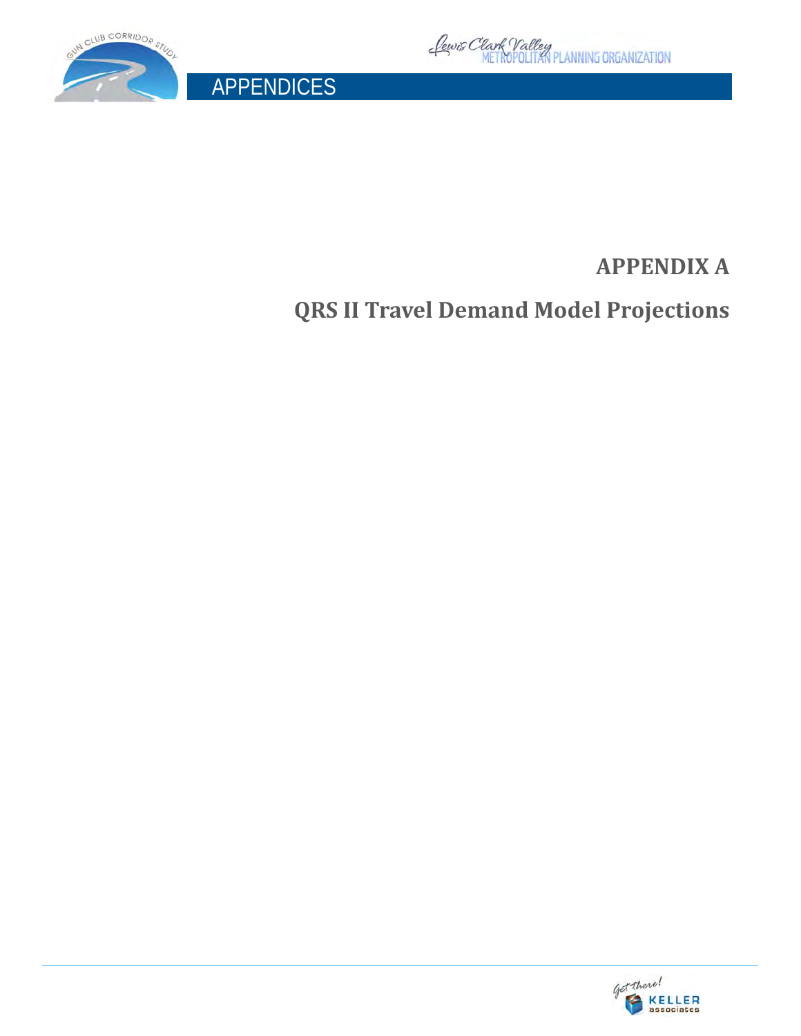# APPENDIX A

## QRS II Travel Demand Model Projections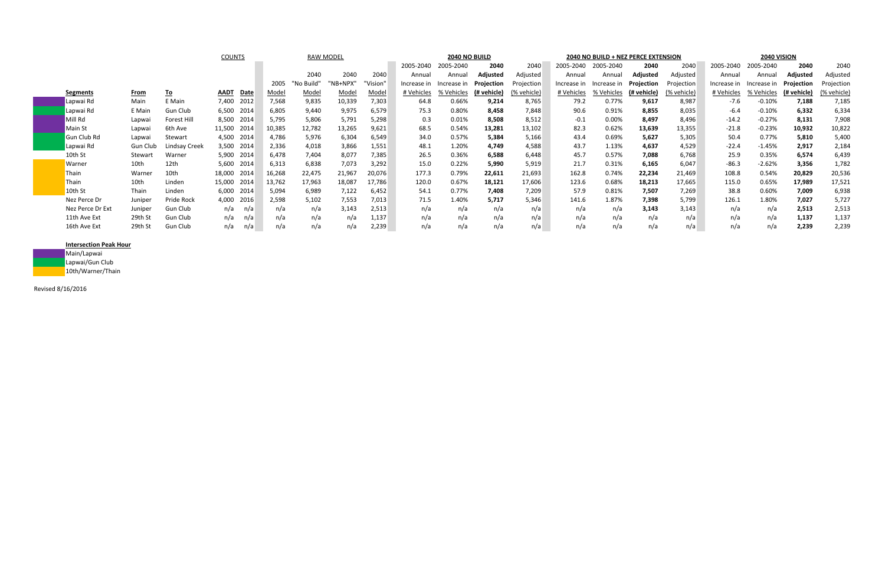| Segments | From | To | COUNTS AADT | Date | RAW MODEL 2005 Model | 2040 "No Build" Model | 2040 "NB+NPX" Model | 2040 "Vision" Model | 2040 NO BUILD 2005-2040 Annual Increase in # Vehicles | 2005-2040 Annual Increase in % Vehicles | 2040 Adjusted Projection (# vehicle) | 2040 Adjusted Projection (% vehicle) | 2040 NO BUILD + NEZ PERCE EXTENSION 2005-2040 Annual Increase in # Vehicles | 2005-2040 Annual Increase in % Vehicles | 2040 Adjusted Projection (# vehicle) | 2040 Adjusted Projection (% vehicle) | 2040 VISION 2005-2040 Annual Increase in # Vehicles | 2005-2040 Annual Increase in % Vehicles | 2040 Adjusted Projection (# vehicle) | 2040 Adjusted Projection (% vehicle) |
|---|---|---|---|---|---|---|---|---|---|---|---|---|---|---|---|---|---|---|---|---|
| Lapwai Rd | Main | E Main | 7,400 | 2012 | 7,568 | 9,835 | 10,339 | 7,303 | 64.8 | 0.66% | **9,214** | 8,765 | 79.2 | 0.77% | **9,617** | 8,987 | -7.6 | -0.10% | **7,188** | 7,185 |
| Lapwai Rd | E Main | Gun Club | 6,500 | 2014 | 6,805 | 9,440 | 9,975 | 6,579 | 75.3 | 0.80% | **8,458** | 7,848 | 90.6 | 0.91% | **8,855** | 8,035 | -6.4 | -0.10% | **6,332** | 6,334 |
| Mill Rd | Lapwai | Forest Hill | 8,500 | 2014 | 5,795 | 5,806 | 5,791 | 5,298 | 0.3 | 0.01% | **8,508** | 8,512 | -0.1 | 0.00% | **8,497** | 8,496 | -14.2 | -0.27% | **8,131** | 7,908 |
| Main St | Lapwai | 6th Ave | 11,500 | 2014 | 10,385 | 12,782 | 13,265 | 9,621 | 68.5 | 0.54% | **13,281** | 13,102 | 82.3 | 0.62% | **13,639** | 13,355 | -21.8 | -0.23% | **10,932** | 10,822 |
| Gun Club Rd | Lapwai | Stewart | 4,500 | 2014 | 4,786 | 5,976 | 6,304 | 6,549 | 34.0 | 0.57% | **5,384** | 5,166 | 43.4 | 0.69% | **5,627** | 5,305 | 50.4 | 0.77% | **5,810** | 5,400 |
| Lapwai Rd | Gun Club | Lindsay Creek | 3,500 | 2014 | 2,336 | 4,018 | 3,866 | 1,551 | 48.1 | 1.20% | **4,749** | 4,588 | 43.7 | 1.13% | **4,637** | 4,529 | -22.4 | -1.45% | **2,917** | 2,184 |
| 10th St | Stewart | Warner | 5,900 | 2014 | 6,478 | 7,404 | 8,077 | 7,385 | 26.5 | 0.36% | **6,588** | 6,448 | 45.7 | 0.57% | **7,088** | 6,768 | 25.9 | 0.35% | **6,574** | 6,439 |
| Warner | 10th | 12th | 5,600 | 2014 | 6,313 | 6,838 | 7,073 | 3,292 | 15.0 | 0.22% | **5,990** | 5,919 | 21.7 | 0.31% | **6,165** | 6,047 | -86.3 | -2.62% | **3,356** | 1,782 |
| Thain | Warner | 10th | 18,000 | 2014 | 16,268 | 22,475 | 21,967 | 20,076 | 177.3 | 0.79% | **22,611** | 21,693 | 162.8 | 0.74% | **22,234** | 21,469 | 108.8 | 0.54% | **20,829** | 20,536 |
| Thain | 10th | Linden | 15,000 | 2014 | 13,762 | 17,963 | 18,087 | 17,786 | 120.0 | 0.67% | **18,121** | 17,606 | 123.6 | 0.68% | **18,213** | 17,665 | 115.0 | 0.65% | **17,989** | 17,521 |
| 10th St | Thain | Linden | 6,000 | 2014 | 5,094 | 6,989 | 7,122 | 6,452 | 54.1 | 0.77% | **7,408** | 7,209 | 57.9 | 0.81% | **7,507** | 7,269 | 38.8 | 0.60% | **7,009** | 6,938 |
| Nez Perce Dr | Juniper | Pride Rock | 4,000 | 2016 | 2,598 | 5,102 | 7,553 | 7,013 | 71.5 | 1.40% | **5,717** | 5,346 | 141.6 | 1.87% | **7,398** | 5,799 | 126.1 | 1.80% | **7,027** | 5,727 |
| Nez Perce Dr Ext | Juniper | Gun Club | n/a | n/a | n/a | n/a | 3,143 | 2,513 | n/a | n/a | n/a | n/a | n/a | n/a | **3,143** | 3,143 | n/a | n/a | **2,513** | 2,513 |
| 11th Ave Ext | 29th St | Gun Club | n/a | n/a | n/a | n/a | n/a | 1,137 | n/a | n/a | n/a | n/a | n/a | n/a | n/a | n/a | n/a | n/a | **1,137** | 1,137 |
| 16th Ave Ext | 29th St | Gun Club | n/a | n/a | n/a | n/a | n/a | 2,239 | n/a | n/a | n/a | n/a | n/a | n/a | n/a | n/a | n/a | n/a | **2,239** | 2,239 |

**Intersection Peak Hour**

- Main/Lapwai
- Lapwai/Gun Club
- 10th/Warner/Thain

Revised 8/16/2016